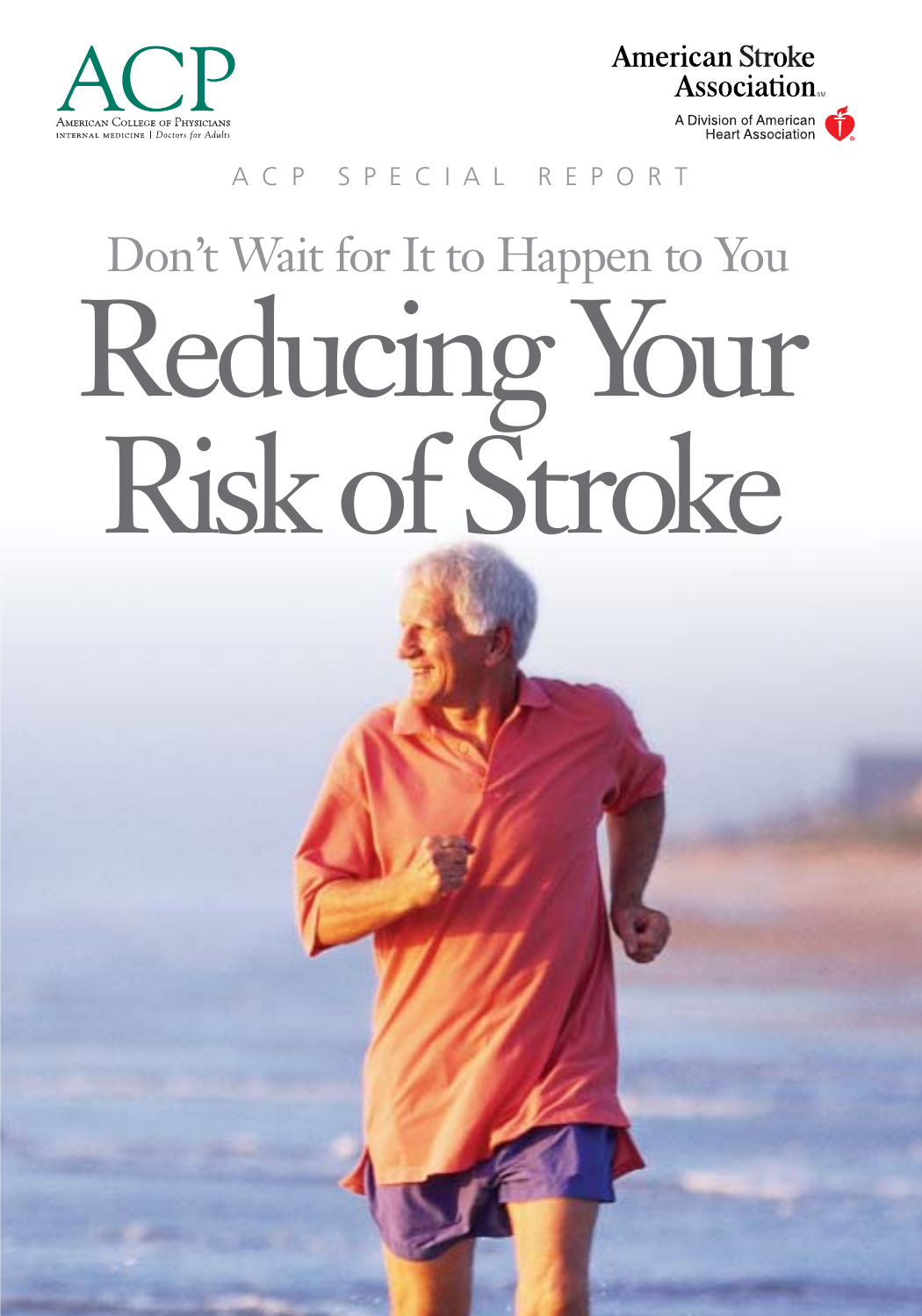ACP

American College of Physicians

Internal Medicine | *Doctors for Adults*

American Stroke Association

A Division of American Heart Association

ACP SPECIAL REPORT

## Don't Wait for It to Happen to You

# Reducing Your Risk of Stroke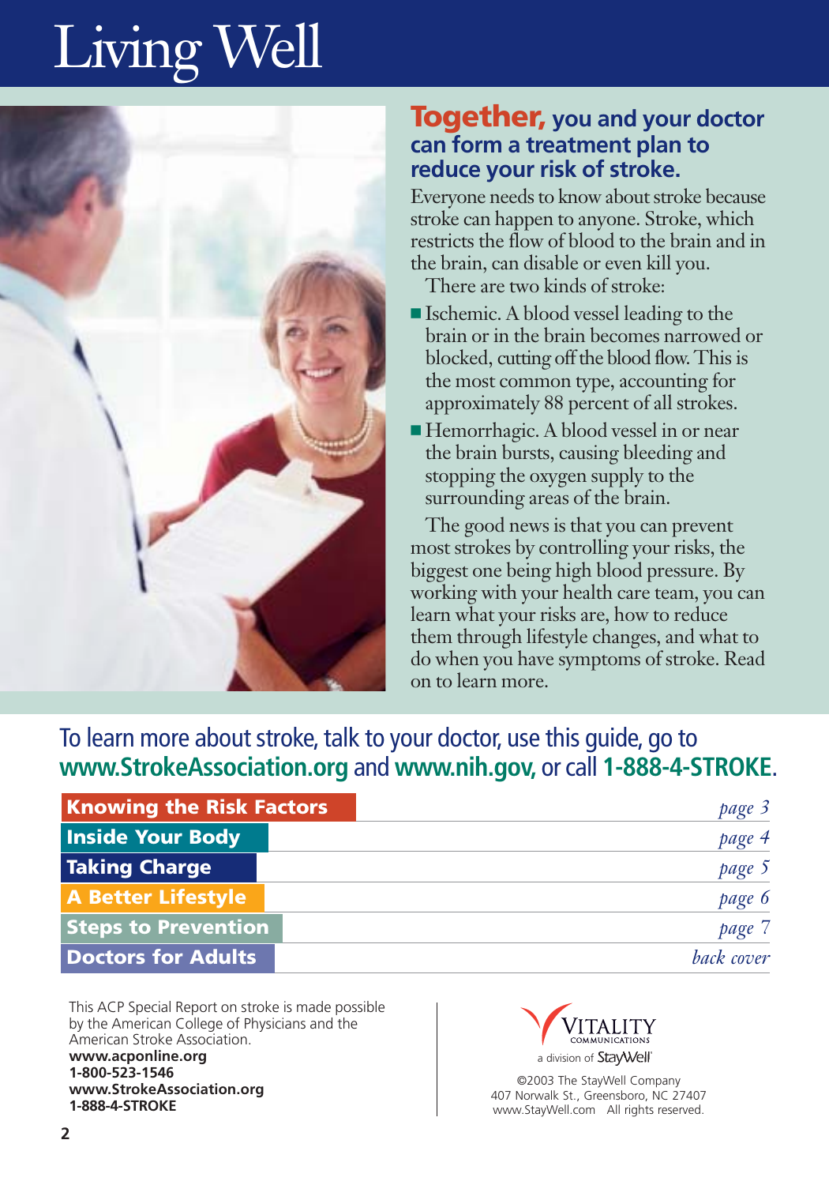# Living Well

## Together, you and your doctor can form a treatment plan to reduce your risk of stroke.

Everyone needs to know about stroke because stroke can happen to anyone. Stroke, which restricts the flow of blood to the brain and in the brain, can disable or even kill you.

There are two kinds of stroke:

- Ischemic. A blood vessel leading to the brain or in the brain becomes narrowed or blocked, cutting off the blood flow. This is the most common type, accounting for approximately 88 percent of all strokes.
- Hemorrhagic. A blood vessel in or near the brain bursts, causing bleeding and stopping the oxygen supply to the surrounding areas of the brain.

The good news is that you can prevent most strokes by controlling your risks, the biggest one being high blood pressure. By working with your health care team, you can learn what your risks are, how to reduce them through lifestyle changes, and what to do when you have symptoms of stroke. Read on to learn more.

To learn more about stroke, talk to your doctor, use this guide, go to **www.StrokeAssociation.org** and **www.nih.gov**, or call **1-888-4-STROKE**.

| | |
|---|---|
| **Knowing the Risk Factors** | *page 3* |
| **Inside Your Body** | *page 4* |
| **Taking Charge** | *page 5* |
| **A Better Lifestyle** | *page 6* |
| **Steps to Prevention** | *page 7* |
| **Doctors for Adults** | *back cover* |

This ACP Special Report on stroke is made possible by the American College of Physicians and the American Stroke Association.
**www.acponline.org**
**1-800-523-1546**
**www.StrokeAssociation.org**
**1-888-4-STROKE**

VITALITY COMMUNICATIONS
a division of StayWell

©2003 The StayWell Company
407 Norwalk St., Greensboro, NC 27407
www.StayWell.com All rights reserved.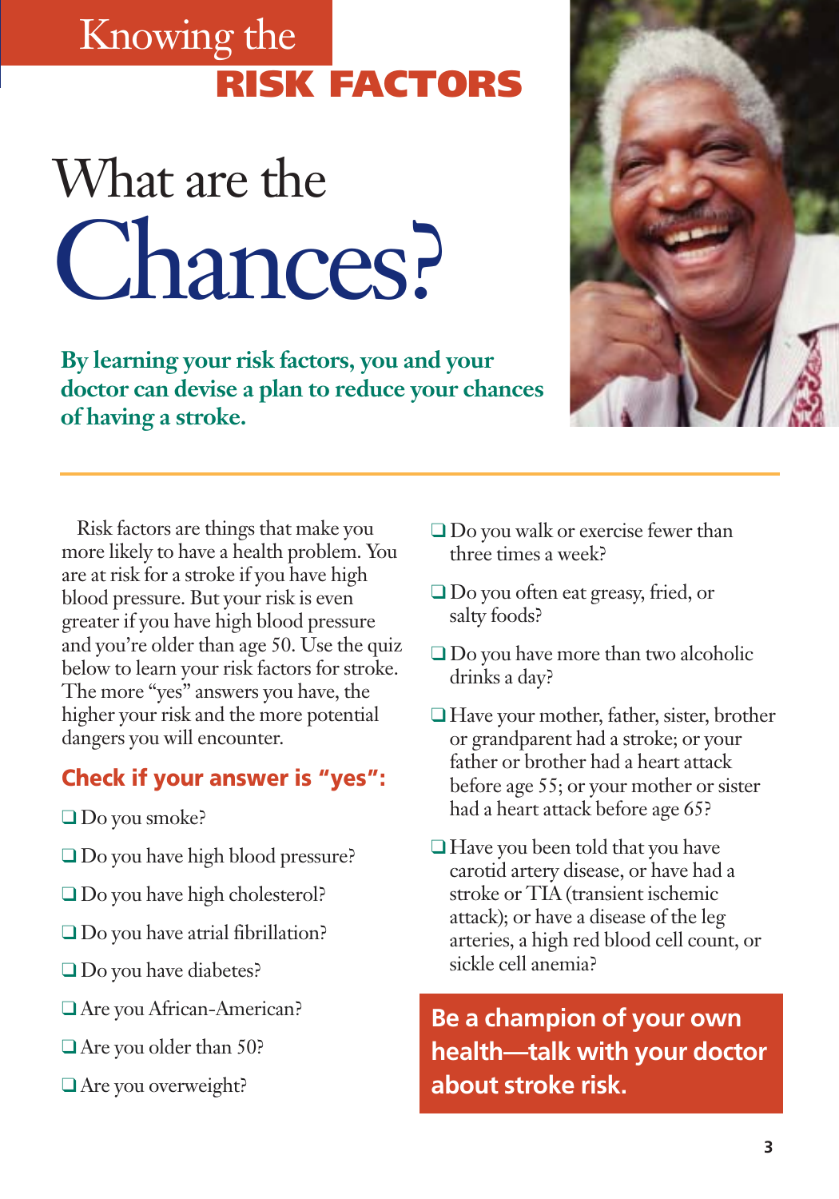## Knowing the RISK FACTORS

# What are the Chances?

**By learning your risk factors, you and your doctor can devise a plan to reduce your chances of having a stroke.**

Risk factors are things that make you more likely to have a health problem. You are at risk for a stroke if you have high blood pressure. But your risk is even greater if you have high blood pressure and you're older than age 50. Use the quiz below to learn your risk factors for stroke. The more "yes" answers you have, the higher your risk and the more potential dangers you will encounter.

### Check if your answer is "yes":

- ❑ Do you smoke?
- ❑ Do you have high blood pressure?
- ❑ Do you have high cholesterol?
- ❑ Do you have atrial fibrillation?
- ❑ Do you have diabetes?
- ❑ Are you African-American?
- ❑ Are you older than 50?
- ❑ Are you overweight?
- ❑ Do you walk or exercise fewer than three times a week?
- ❑ Do you often eat greasy, fried, or salty foods?
- ❑ Do you have more than two alcoholic drinks a day?
- ❑ Have your mother, father, sister, brother or grandparent had a stroke; or your father or brother had a heart attack before age 55; or your mother or sister had a heart attack before age 65?
- ❑ Have you been told that you have carotid artery disease, or have had a stroke or TIA (transient ischemic attack); or have a disease of the leg arteries, a high red blood cell count, or sickle cell anemia?

**Be a champion of your own health—talk with your doctor about stroke risk.**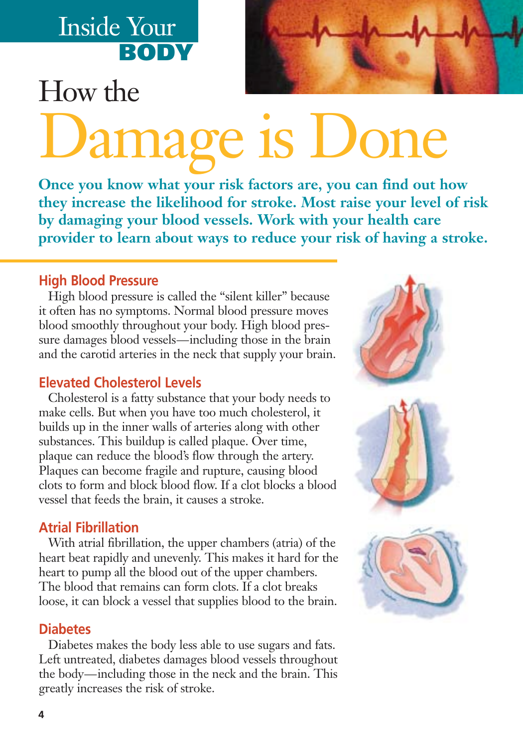Inside Your **BODY**

# How the Damage is Done

**Once you know what your risk factors are, you can find out how they increase the likelihood for stroke. Most raise your level of risk by damaging your blood vessels. Work with your health care provider to learn about ways to reduce your risk of having a stroke.**

## High Blood Pressure

High blood pressure is called the "silent killer" because it often has no symptoms. Normal blood pressure moves blood smoothly throughout your body. High blood pressure damages blood vessels—including those in the brain and the carotid arteries in the neck that supply your brain.

## Elevated Cholesterol Levels

Cholesterol is a fatty substance that your body needs to make cells. But when you have too much cholesterol, it builds up in the inner walls of arteries along with other substances. This buildup is called plaque. Over time, plaque can reduce the blood's flow through the artery. Plaques can become fragile and rupture, causing blood clots to form and block blood flow. If a clot blocks a blood vessel that feeds the brain, it causes a stroke.

## Atrial Fibrillation

With atrial fibrillation, the upper chambers (atria) of the heart beat rapidly and unevenly. This makes it hard for the heart to pump all the blood out of the upper chambers. The blood that remains can form clots. If a clot breaks loose, it can block a vessel that supplies blood to the brain.

## Diabetes

Diabetes makes the body less able to use sugars and fats. Left untreated, diabetes damages blood vessels throughout the body—including those in the neck and the brain. This greatly increases the risk of stroke.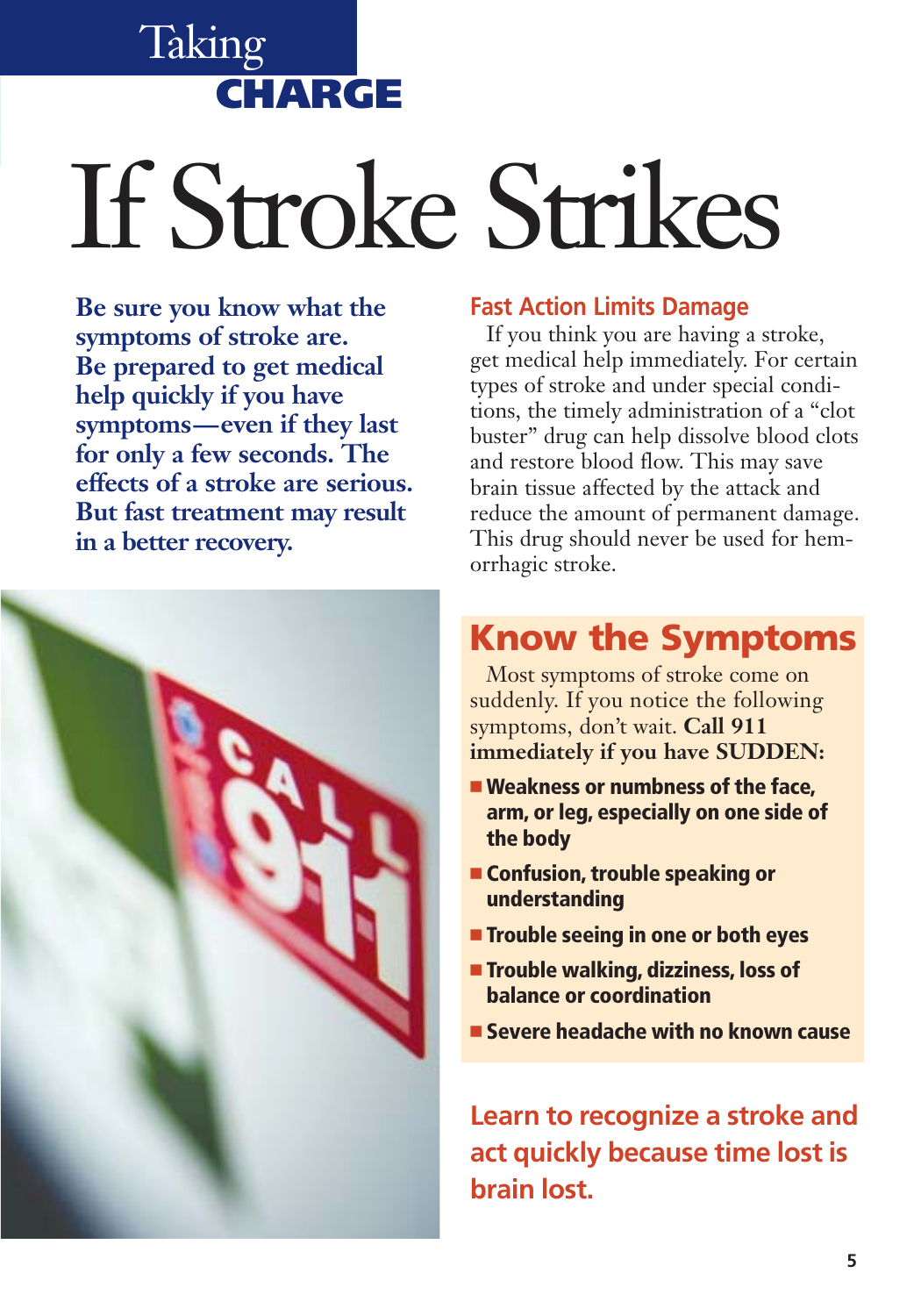Taking **CHARGE**

# If Stroke Strikes

**Be sure you know what the symptoms of stroke are. Be prepared to get medical help quickly if you have symptoms—even if they last for only a few seconds. The effects of a stroke are serious. But fast treatment may result in a better recovery.**

### Fast Action Limits Damage

If you think you are having a stroke, get medical help immediately. For certain types of stroke and under special conditions, the timely administration of a "clot buster" drug can help dissolve blood clots and restore blood flow. This may save brain tissue affected by the attack and reduce the amount of permanent damage. This drug should never be used for hemorrhagic stroke.

## Know the Symptoms

Most symptoms of stroke come on suddenly. If you notice the following symptoms, don't wait. **Call 911 immediately if you have SUDDEN:**

- **Weakness or numbness of the face, arm, or leg, especially on one side of the body**
- **Confusion, trouble speaking or understanding**
- **Trouble seeing in one or both eyes**
- **Trouble walking, dizziness, loss of balance or coordination**
- **Severe headache with no known cause**

**Learn to recognize a stroke and act quickly because time lost is brain lost.**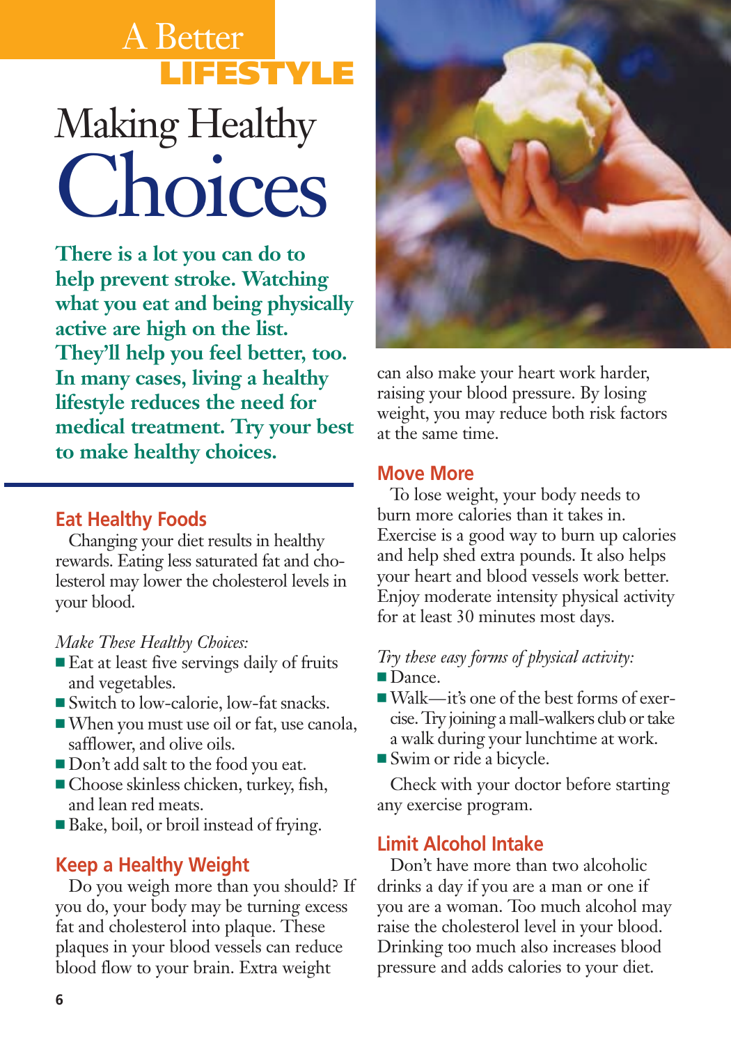A Better
**LIFESTYLE**

# Making Healthy Choices

**There is a lot you can do to help prevent stroke. Watching what you eat and being physically active are high on the list. They'll help you feel better, too. In many cases, living a healthy lifestyle reduces the need for medical treatment. Try your best to make healthy choices.**

## Eat Healthy Foods

Changing your diet results in healthy rewards. Eating less saturated fat and cholesterol may lower the cholesterol levels in your blood.

*Make These Healthy Choices:*

- Eat at least five servings daily of fruits and vegetables.
- Switch to low-calorie, low-fat snacks.
- When you must use oil or fat, use canola, safflower, and olive oils.
- Don't add salt to the food you eat.
- Choose skinless chicken, turkey, fish, and lean red meats.
- Bake, boil, or broil instead of frying.

## Keep a Healthy Weight

Do you weigh more than you should? If you do, your body may be turning excess fat and cholesterol into plaque. These plaques in your blood vessels can reduce blood flow to your brain. Extra weight can also make your heart work harder, raising your blood pressure. By losing weight, you may reduce both risk factors at the same time.

## Move More

To lose weight, your body needs to burn more calories than it takes in. Exercise is a good way to burn up calories and help shed extra pounds. It also helps your heart and blood vessels work better. Enjoy moderate intensity physical activity for at least 30 minutes most days.

*Try these easy forms of physical activity:*

- Dance.
- Walk—it's one of the best forms of exercise. Try joining a mall-walkers club or take a walk during your lunchtime at work.
- Swim or ride a bicycle.

Check with your doctor before starting any exercise program.

## Limit Alcohol Intake

Don't have more than two alcoholic drinks a day if you are a man or one if you are a woman. Too much alcohol may raise the cholesterol level in your blood. Drinking too much also increases blood pressure and adds calories to your diet.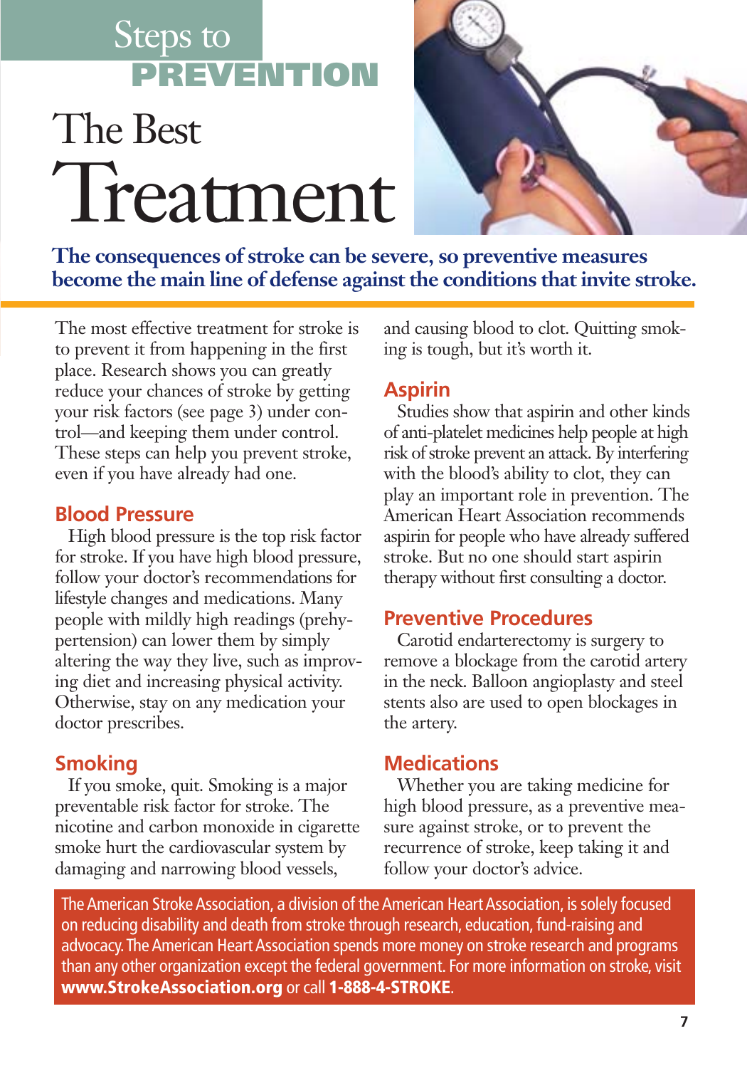Steps to

**PREVENTION**

# The Best Treatment

**The consequences of stroke can be severe, so preventive measures become the main line of defense against the conditions that invite stroke.**

The most effective treatment for stroke is to prevent it from happening in the first place. Research shows you can greatly reduce your chances of stroke by getting your risk factors (see page 3) under control—and keeping them under control. These steps can help you prevent stroke, even if you have already had one.

## Blood Pressure

High blood pressure is the top risk factor for stroke. If you have high blood pressure, follow your doctor's recommendations for lifestyle changes and medications. Many people with mildly high readings (prehypertension) can lower them by simply altering the way they live, such as improving diet and increasing physical activity. Otherwise, stay on any medication your doctor prescribes.

## Smoking

If you smoke, quit. Smoking is a major preventable risk factor for stroke. The nicotine and carbon monoxide in cigarette smoke hurt the cardiovascular system by damaging and narrowing blood vessels, and causing blood to clot. Quitting smoking is tough, but it's worth it.

## Aspirin

Studies show that aspirin and other kinds of anti-platelet medicines help people at high risk of stroke prevent an attack. By interfering with the blood's ability to clot, they can play an important role in prevention. The American Heart Association recommends aspirin for people who have already suffered stroke. But no one should start aspirin therapy without first consulting a doctor.

## Preventive Procedures

Carotid endarterectomy is surgery to remove a blockage from the carotid artery in the neck. Balloon angioplasty and steel stents also are used to open blockages in the artery.

## Medications

Whether you are taking medicine for high blood pressure, as a preventive measure against stroke, or to prevent the recurrence of stroke, keep taking it and follow your doctor's advice.

The American Stroke Association, a division of the American Heart Association, is solely focused on reducing disability and death from stroke through research, education, fund-raising and advocacy. The American Heart Association spends more money on stroke research and programs than any other organization except the federal government. For more information on stroke, visit **www.StrokeAssociation.org** or call **1-888-4-STROKE**.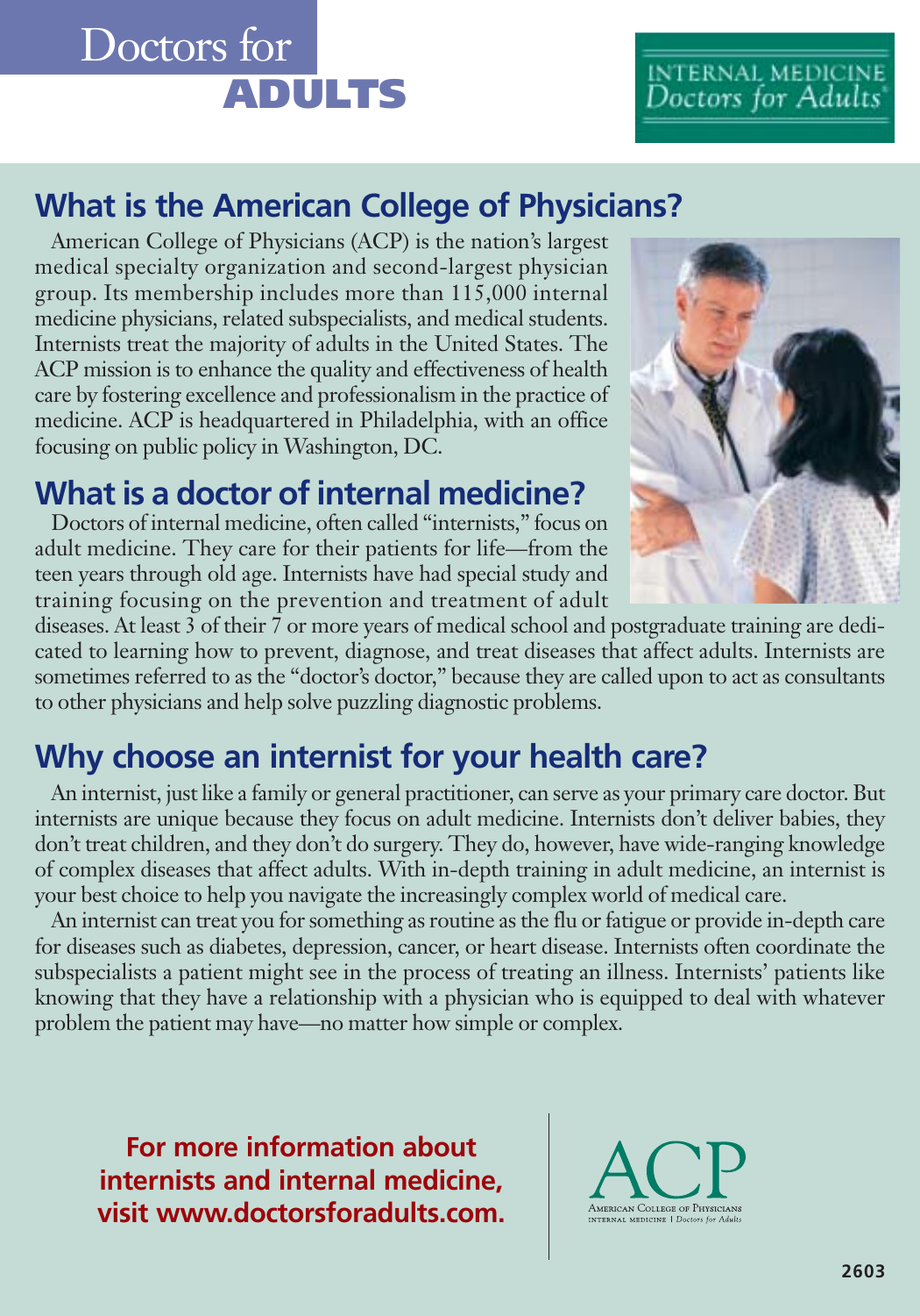# Doctors for **ADULTS**

INTERNAL MEDICINE
*Doctors for Adults*®

## What is the American College of Physicians?

American College of Physicians (ACP) is the nation's largest medical specialty organization and second-largest physician group. Its membership includes more than 115,000 internal medicine physicians, related subspecialists, and medical students. Internists treat the majority of adults in the United States. The ACP mission is to enhance the quality and effectiveness of health care by fostering excellence and professionalism in the practice of medicine. ACP is headquartered in Philadelphia, with an office focusing on public policy in Washington, DC.

## What is a doctor of internal medicine?

Doctors of internal medicine, often called "internists," focus on adult medicine. They care for their patients for life—from the teen years through old age. Internists have had special study and training focusing on the prevention and treatment of adult diseases. At least 3 of their 7 or more years of medical school and postgraduate training are dedicated to learning how to prevent, diagnose, and treat diseases that affect adults. Internists are sometimes referred to as the "doctor's doctor," because they are called upon to act as consultants to other physicians and help solve puzzling diagnostic problems.

## Why choose an internist for your health care?

An internist, just like a family or general practitioner, can serve as your primary care doctor. But internists are unique because they focus on adult medicine. Internists don't deliver babies, they don't treat children, and they don't do surgery. They do, however, have wide-ranging knowledge of complex diseases that affect adults. With in-depth training in adult medicine, an internist is your best choice to help you navigate the increasingly complex world of medical care.

An internist can treat you for something as routine as the flu or fatigue or provide in-depth care for diseases such as diabetes, depression, cancer, or heart disease. Internists often coordinate the subspecialists a patient might see in the process of treating an illness. Internists' patients like knowing that they have a relationship with a physician who is equipped to deal with whatever problem the patient may have—no matter how simple or complex.

**For more information about internists and internal medicine, visit www.doctorsforadults.com.**

ACP
AMERICAN COLLEGE OF PHYSICIANS
INTERNAL MEDICINE | *Doctors for Adults*

2603